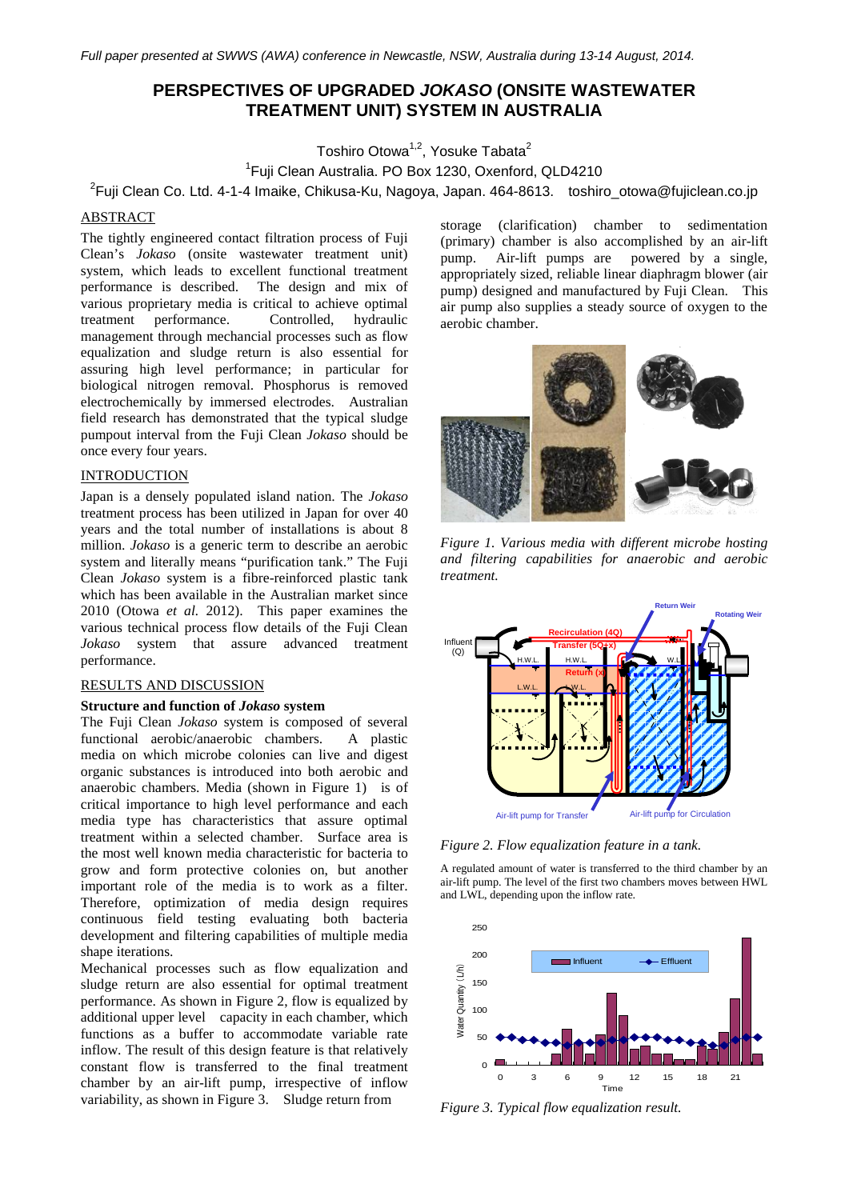Full paper presented at SWWS (AWA) conference in Newcastle, NSW, Australia during 13-14 August, 2014.

# PERSPECTIVES OF UPGRADED *JOKASO* (ONSITE WASTEWATER TREATMENT UNIT) SYSTEM IN AUSTRALIA

Toshiro Otowa[1,2], Yosuke Tabata[2]

[1]Fuji Clean Australia. PO Box 1230, Oxenford, QLD4210

[2]Fuji Clean Co. Ltd. 4-1-4 Imaike, Chikusa-Ku, Nagoya, Japan. 464-8613. toshiro_otowa@fujiclean.co.jp

## ABSTRACT

The tightly engineered contact filtration process of Fuji Clean's *Jokaso* (onsite wastewater treatment unit) system, which leads to excellent functional treatment performance is described. The design and mix of various proprietary media is critical to achieve optimal treatment performance. Controlled, hydraulic management through mechanical processes such as flow equalization and sludge return is also essential for assuring high level performance; in particular for biological nitrogen removal. Phosphorus is removed electrochemically by immersed electrodes. Australian field research has demonstrated that the typical sludge pumpout interval from the Fuji Clean *Jokaso* should be once every four years.

## INTRODUCTION

Japan is a densely populated island nation. The *Jokaso* treatment process has been utilized in Japan for over 40 years and the total number of installations is about 8 million. *Jokaso* is a generic term to describe an aerobic system and literally means "purification tank." The Fuji Clean *Jokaso* system is a fibre-reinforced plastic tank which has been available in the Australian market since 2010 (Otowa *et al.* 2012). This paper examines the various technical process flow details of the Fuji Clean *Jokaso* system that assure advanced treatment performance.

## RESULTS AND DISCUSSION

### Structure and function of *Jokaso* system

The Fuji Clean *Jokaso* system is composed of several functional aerobic/anaerobic chambers. A plastic media on which microbe colonies can live and digest organic substances is introduced into both aerobic and anaerobic chambers. Media (shown in Figure 1) is of critical importance to high level performance and each media type has characteristics that assure optimal treatment within a selected chamber. Surface area is the most well known media characteristic for bacteria to grow and form protective colonies on, but another important role of the media is to work as a filter. Therefore, optimization of media design requires continuous field testing evaluating both bacteria development and filtering capabilities of multiple media shape iterations.

Mechanical processes such as flow equalization and sludge return are also essential for optimal treatment performance. As shown in Figure 2, flow is equalized by additional upper level capacity in each chamber, which functions as a buffer to accommodate variable rate inflow. The result of this design feature is that relatively constant flow is transferred to the final treatment chamber by an air-lift pump, irrespective of inflow variability, as shown in Figure 3. Sludge return from storage (clarification) chamber to sedimentation (primary) chamber is also accomplished by an air-lift pump. Air-lift pumps are powered by a single, appropriately sized, reliable linear diaphragm blower (air pump) designed and manufactured by Fuji Clean. This air pump also supplies a steady source of oxygen to the aerobic chamber.

*Figure 1. Various media with different microbe hosting and filtering capabilities for anaerobic and aerobic treatment.*

*Figure 2. Flow equalization feature in a tank.*

A regulated amount of water is transferred to the third chamber by an air-lift pump. The level of the first two chambers moves between HWL and LWL, depending upon the inflow rate.

*Figure 3. Typical flow equalization result.*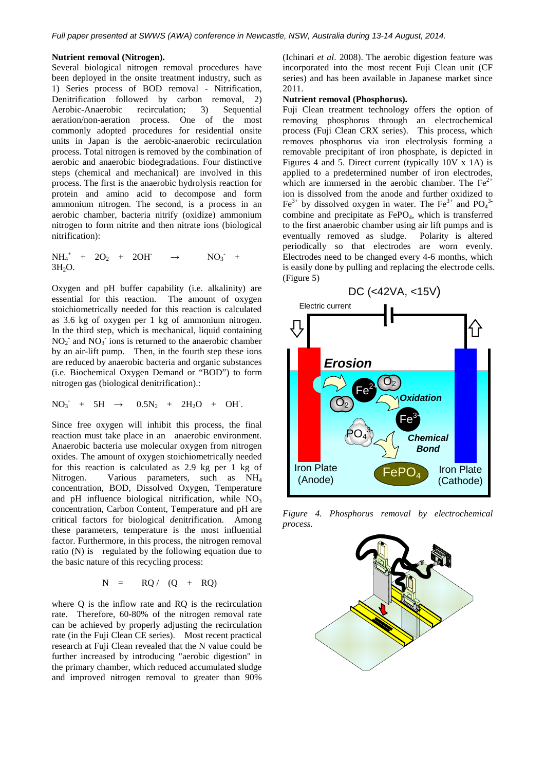**Nutrient removal (Nitrogen).**

Several biological nitrogen removal procedures have been deployed in the onsite treatment industry, such as 1) Series process of BOD removal - Nitrification, Denitrification followed by carbon removal, 2) Aerobic-Anaerobic recirculation; 3) Sequential aeration/non-aeration process. One of the most commonly adopted procedures for residential onsite units in Japan is the aerobic-anaerobic recirculation process. Total nitrogen is removed by the combination of aerobic and anaerobic biodegradations. Four distinctive steps (chemical and mechanical) are involved in this process. The first is the anaerobic hydrolysis reaction for protein and amino acid to decompose and form ammonium nitrogen. The second, is a process in an aerobic chamber, bacteria nitrify (oxidize) ammonium nitrogen to form nitrite and then nitrate ions (biological nitrification):

$$NH_4^+ + 2O_2 + 2OH^- \rightarrow NO_3^- + 3H_2O.$$

Oxygen and pH buffer capability (i.e. alkalinity) are essential for this reaction. The amount of oxygen stoichiometrically needed for this reaction is calculated as 3.6 kg of oxygen per 1 kg of ammonium nitrogen. In the third step, which is mechanical, liquid containing $NO_2^-$ and $NO_3^-$ ions is returned to the anaerobic chamber by an air-lift pump. Then, in the fourth step these ions are reduced by anaerobic bacteria and organic substances (i.e. Biochemical Oxygen Demand or "BOD") to form nitrogen gas (biological denitrification).:

$$NO_3^- + 5H \rightarrow 0.5N_2 + 2H_2O + OH^-.$$

Since free oxygen will inhibit this process, the final reaction must take place in an anaerobic environment. Anaerobic bacteria use molecular oxygen from nitrogen oxides. The amount of oxygen stoichiometrically needed for this reaction is calculated as 2.9 kg per 1 kg of Nitrogen. Various parameters, such as $NH_4$ concentration, BOD, Dissolved Oxygen, Temperature and pH influence biological nitrification, while $NO_3$ concentration, Carbon Content, Temperature and pH are critical factors for biological *de*nitrification. Among these parameters, temperature is the most influential factor. Furthermore, in this process, the nitrogen removal ratio (N) is regulated by the following equation due to the basic nature of this recycling process:

$$N = RQ / (Q + RQ)$$

where Q is the inflow rate and RQ is the recirculation rate. Therefore, 60-80% of the nitrogen removal rate can be achieved by properly adjusting the recirculation rate (in the Fuji Clean CE series). Most recent practical research at Fuji Clean revealed that the N value could be further increased by introducing "aerobic digestion" in the primary chamber, which reduced accumulated sludge and improved nitrogen removal to greater than 90% (Ichinari *et al*. 2008). The aerobic digestion feature was incorporated into the most recent Fuji Clean unit (CF series) and has been available in Japanese market since 2011.

**Nutrient removal (Phosphorus).**

Fuji Clean treatment technology offers the option of removing phosphorus through an electrochemical process (Fuji Clean CRX series). This process, which removes phosphorus via iron electrolysis forming a removable precipitant of iron phosphate, is depicted in Figures 4 and 5. Direct current (typically 10V x 1A) is applied to a predetermined number of iron electrodes, which are immersed in the aerobic chamber. The $Fe^{2+}$ ion is dissolved from the anode and further oxidized to $Fe^{3+}$ by dissolved oxygen in water. The $Fe^{3+}$ and $PO_4^{3-}$ combine and precipitate as $FePO_4$, which is transferred to the first anaerobic chamber using air lift pumps and is eventually removed as sludge. Polarity is altered periodically so that electrodes are worn evenly. Electrodes need to be changed every 4-6 months, which is easily done by pulling and replacing the electrode cells. (Figure 5)

*Figure 4. Phosphorus removal by electrochemical process.*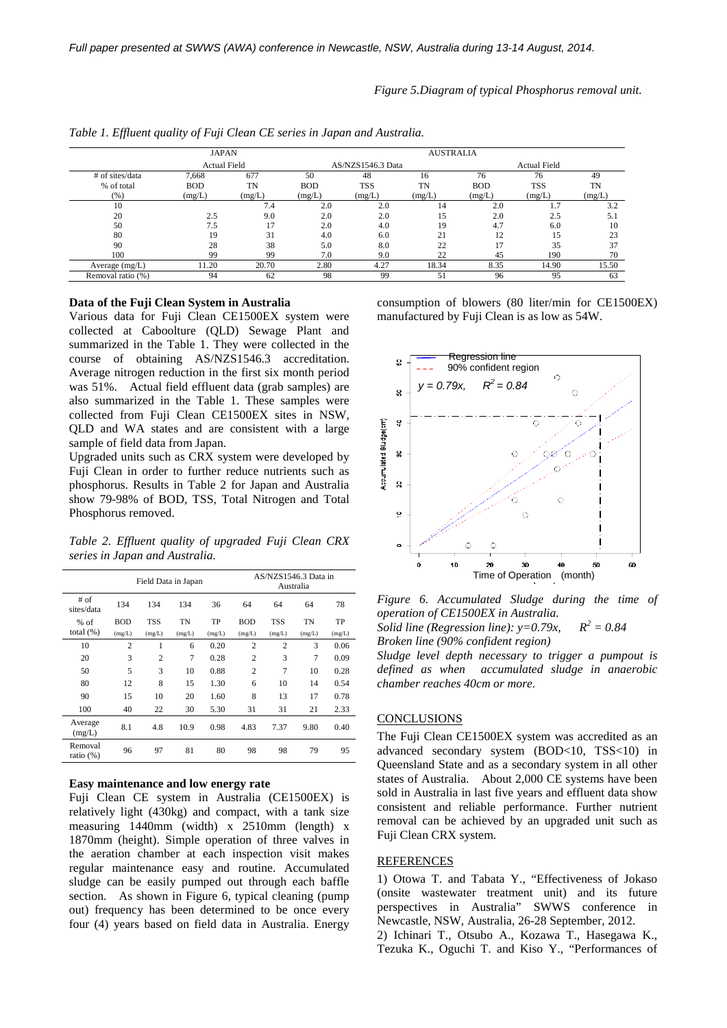*Figure 5.Diagram of typical Phosphorus removal unit.*

*Table 1. Effluent quality of Fuji Clean CE series in Japan and Australia.*

| | JAPAN | | AUSTRALIA | | | | | |
|---|---|---|---|---|---|---|---|---|
| | Actual Field | | AS/NZS1546.3 Data | | | Actual Field | | |
| # of sites/data | 7,668 | 677 | 50 | 48 | 16 | 76 | 76 | 49 |
| % of total (%) | BOD (mg/L) | TN (mg/L) | BOD (mg/L) | TSS (mg/L) | TN (mg/L) | BOD (mg/L) | TSS (mg/L) | TN (mg/L) |
| 10 | | 7.4 | 2.0 | 2.0 | 14 | 2.0 | 1.7 | 3.2 |
| 20 | 2.5 | 9.0 | 2.0 | 2.0 | 15 | 2.0 | 2.5 | 5.1 |
| 50 | 7.5 | 17 | 2.0 | 4.0 | 19 | 4.7 | 6.0 | 10 |
| 80 | 19 | 31 | 4.0 | 6.0 | 21 | 12 | 15 | 23 |
| 90 | 28 | 38 | 5.0 | 8.0 | 22 | 17 | 35 | 37 |
| 100 | 99 | 99 | 7.0 | 9.0 | 22 | 45 | 190 | 70 |
| Average (mg/L) | 11.20 | 20.70 | 2.80 | 4.27 | 18.34 | 8.35 | 14.90 | 15.50 |
| Removal ratio (%) | 94 | 62 | 98 | 99 | 51 | 96 | 95 | 63 |

**Data of the Fuji Clean System in Australia**

Various data for Fuji Clean CE1500EX system were collected at Caboolture (QLD) Sewage Plant and summarized in the Table 1. They were collected in the course of obtaining AS/NZS1546.3 accreditation. Average nitrogen reduction in the first six month period was 51%. Actual field effluent data (grab samples) are also summarized in the Table 1. These samples were collected from Fuji Clean CE1500EX sites in NSW, QLD and WA states and are consistent with a large sample of field data from Japan.

Upgraded units such as CRX system were developed by Fuji Clean in order to further reduce nutrients such as phosphorus. Results in Table 2 for Japan and Australia show 79-98% of BOD, TSS, Total Nitrogen and Total Phosphorus removed.

*Table 2. Effluent quality of upgraded Fuji Clean CRX series in Japan and Australia.*

| | Field Data in Japan | | | | AS/NZS1546.3 Data in Australia | | | |
|---|---|---|---|---|---|---|---|---|
| # of sites/data | 134 | 134 | 134 | 36 | 64 | 64 | 64 | 78 |
| % of total (%) | BOD (mg/L) | TSS (mg/L) | TN (mg/L) | TP (mg/L) | BOD (mg/L) | TSS (mg/L) | TN (mg/L) | TP (mg/L) |
| 10 | 2 | 1 | 6 | 0.20 | 2 | 2 | 3 | 0.06 |
| 20 | 3 | 2 | 7 | 0.28 | 2 | 3 | 7 | 0.09 |
| 50 | 5 | 3 | 10 | 0.88 | 2 | 7 | 10 | 0.28 |
| 80 | 12 | 8 | 15 | 1.30 | 6 | 10 | 14 | 0.54 |
| 90 | 15 | 10 | 20 | 1.60 | 8 | 13 | 17 | 0.78 |
| 100 | 40 | 22 | 30 | 5.30 | 31 | 31 | 21 | 2.33 |
| Average (mg/L) | 8.1 | 4.8 | 10.9 | 0.98 | 4.83 | 7.37 | 9.80 | 0.40 |
| Removal ratio (%) | 96 | 97 | 81 | 80 | 98 | 98 | 79 | 95 |

**Easy maintenance and low energy rate**

Fuji Clean CE system in Australia (CE1500EX) is relatively light (430kg) and compact, with a tank size measuring 1440mm (width) x 2510mm (length) x 1870mm (height). Simple operation of three valves in the aeration chamber at each inspection visit makes regular maintenance easy and routine. Accumulated sludge can be easily pumped out through each baffle section. As shown in Figure 6, typical cleaning (pump out) frequency has been determined to be once every four (4) years based on field data in Australia. Energy consumption of blowers (80 liter/min for CE1500EX) manufactured by Fuji Clean is as low as 54W.

*Figure 6. Accumulated Sludge during the time of operation of CE1500EX in Australia.*
*Solid line (Regression line): $y=0.79x$, $R^2 = 0.84$*
*Broken line (90% confident region)*
*Sludge level depth necessary to trigger a pumpout is defined as when accumulated sludge in anaerobic chamber reaches 40cm or more.*

## CONCLUSIONS

The Fuji Clean CE1500EX system was accredited as an advanced secondary system (BOD<10, TSS<10) in Queensland State and as a secondary system in all other states of Australia. About 2,000 CE systems have been sold in Australia in last five years and effluent data show consistent and reliable performance. Further nutrient removal can be achieved by an upgraded unit such as Fuji Clean CRX system.

## REFERENCES

1) Otowa T. and Tabata Y., "Effectiveness of Jokaso (onsite wastewater treatment unit) and its future perspectives in Australia" SWWS conference in Newcastle, NSW, Australia, 26-28 September, 2012.

2) Ichinari T., Otsubo A., Kozawa T., Hasegawa K., Tezuka K., Oguchi T. and Kiso Y., "Performances of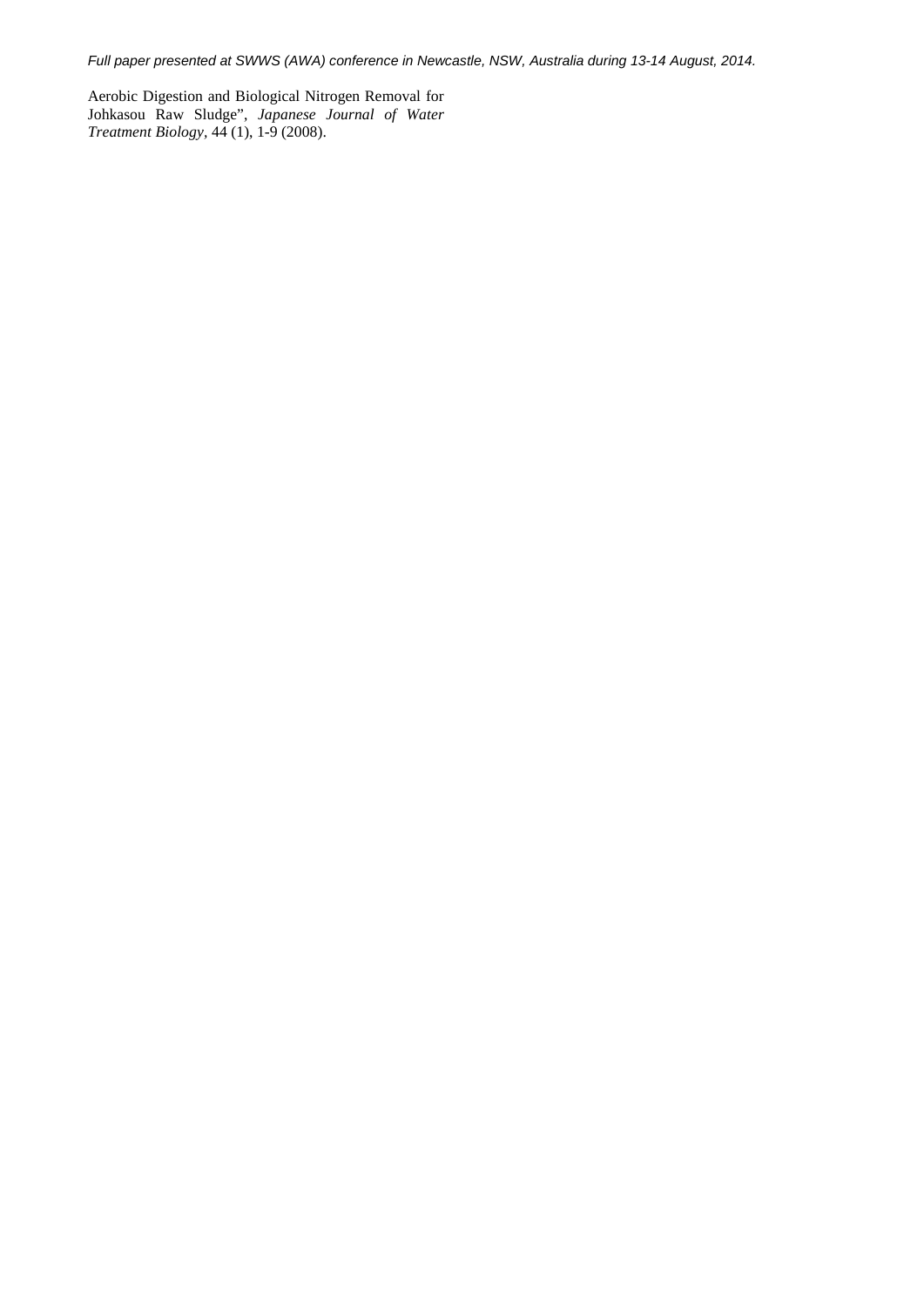Aerobic Digestion and Biological Nitrogen Removal for Johkasou Raw Sludge", *Japanese Journal of Water Treatment Biology*, 44 (1), 1-9 (2008).